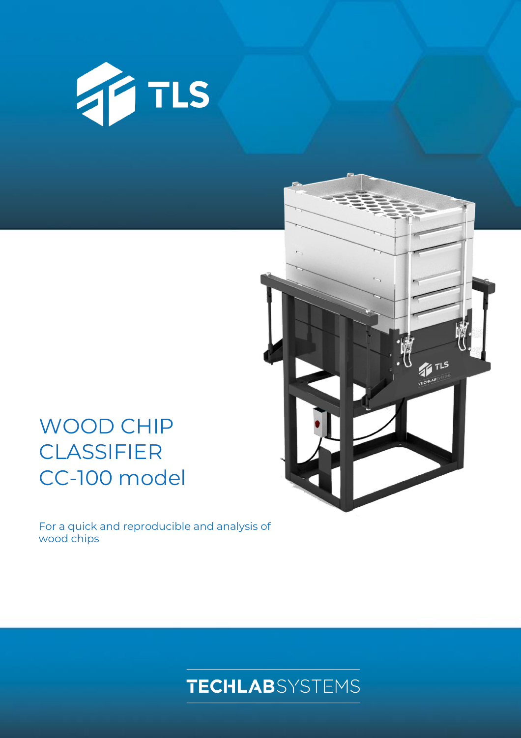TLS

# WOOD CHIP CLASSIFIER CC-100 model

For a quick and reproducible and analysis of wood chips

TECHLABSYSTEMS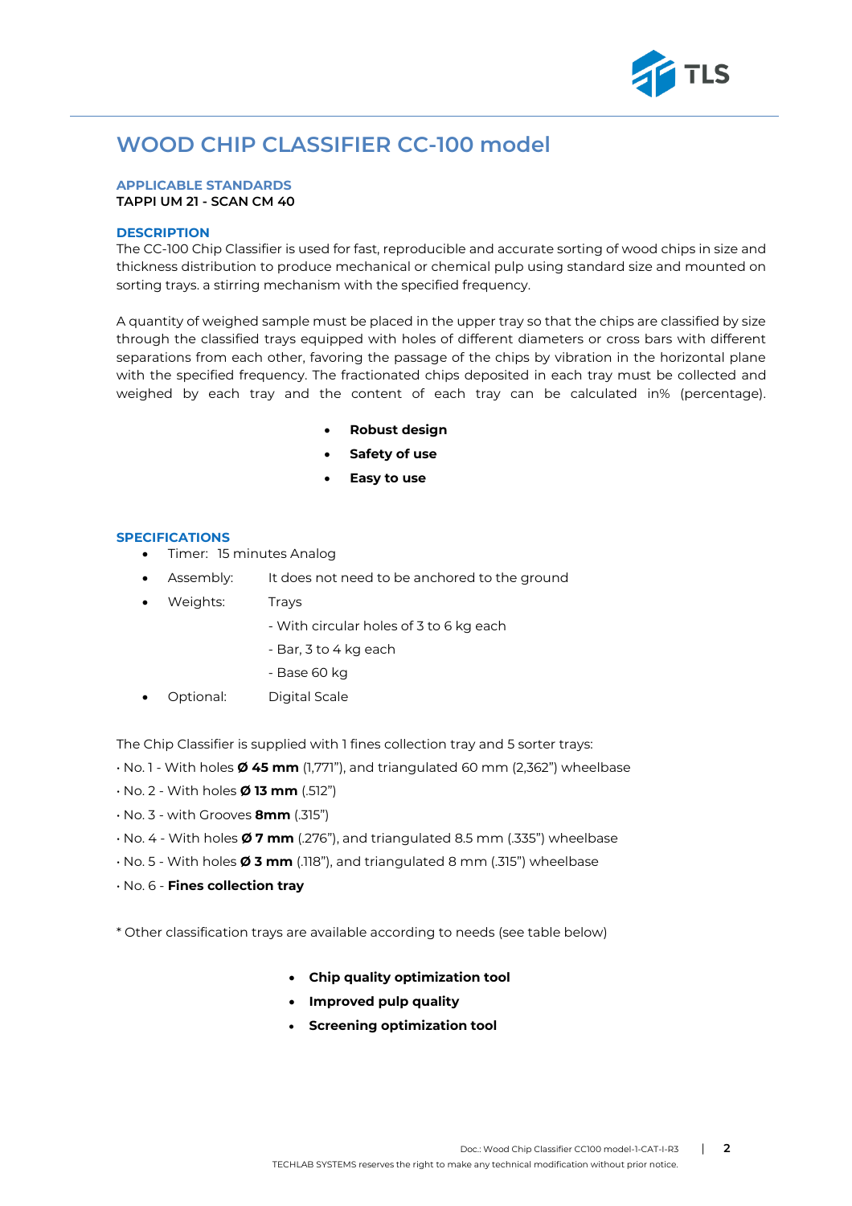# WOOD CHIP CLASSIFIER CC-100 model

### APPLICABLE STANDARDS

**TAPPI UM 21 - SCAN CM 40**

### DESCRIPTION

The CC-100 Chip Classifier is used for fast, reproducible and accurate sorting of wood chips in size and thickness distribution to produce mechanical or chemical pulp using standard size and mounted on sorting trays. a stirring mechanism with the specified frequency.

A quantity of weighed sample must be placed in the upper tray so that the chips are classified by size through the classified trays equipped with holes of different diameters or cross bars with different separations from each other, favoring the passage of the chips by vibration in the horizontal plane with the specified frequency. The fractionated chips deposited in each tray must be collected and weighed by each tray and the content of each tray can be calculated in% (percentage).

- **Robust design**
- **Safety of use**
- **Easy to use**

### SPECIFICATIONS

- Timer: 15 minutes Analog
- Assembly: It does not need to be anchored to the ground
- Weights: Trays
  - With circular holes of 3 to 6 kg each
  - Bar, 3 to 4 kg each
  - Base 60 kg
- Optional: Digital Scale

The Chip Classifier is supplied with 1 fines collection tray and 5 sorter trays:

- No. 1 - With holes **Ø 45 mm** (1,771"), and triangulated 60 mm (2,362") wheelbase
- No. 2 - With holes **Ø 13 mm** (.512")
- No. 3 - with Grooves **8mm** (.315")
- No. 4 - With holes **Ø 7 mm** (.276"), and triangulated 8.5 mm (.335") wheelbase
- No. 5 - With holes **Ø 3 mm** (.118"), and triangulated 8 mm (.315") wheelbase
- No. 6 - **Fines collection tray**

* Other classification trays are available according to needs (see table below)

- **Chip quality optimization tool**
- **Improved pulp quality**
- **Screening optimization tool**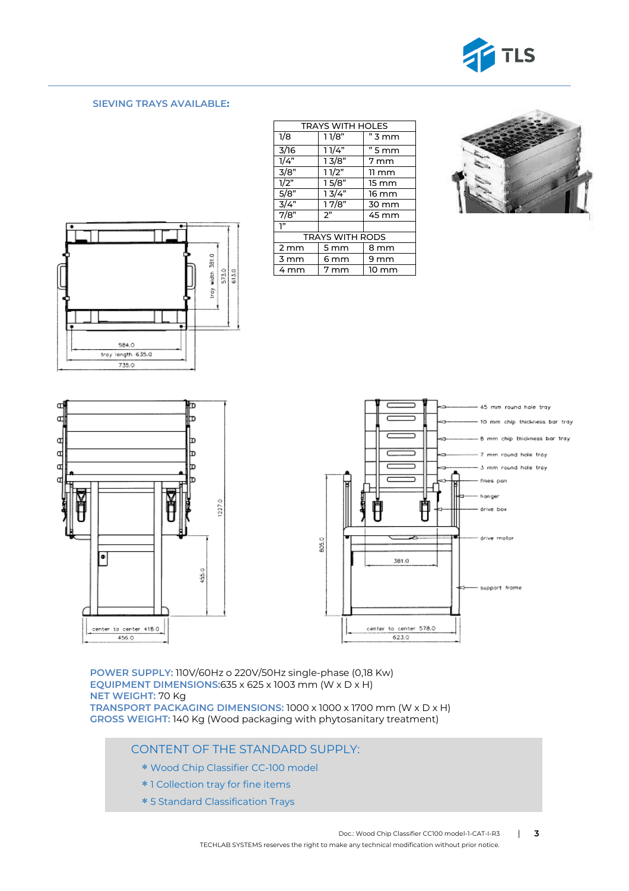## SIEVING TRAYS AVAILABLE:

| TRAYS WITH HOLES | | |
|---|---|---|
| 1/8 | 1 1/8" | " 3 mm |
| 3/16 | 1 1/4" | " 5 mm |
| 1/4" | 1 3/8" | 7 mm |
| 3/8" | 1 1/2" | 11 mm |
| 1/2" | 1 5/8" | 15 mm |
| 5/8" | 1 3/4" | 16 mm |
| 3/4" | 1 7/8" | 30 mm |
| 7/8" | 2" | 45 mm |
| 1" | | |
| **TRAYS WITH RODS** | | |
| 2 mm | 5 mm | 8 mm |
| 3 mm | 6 mm | 9 mm |
| 4 mm | 7 mm | 10 mm |

tray width 381.0
573.0
613.0
584.0
tray length 635.0
735.0

1227.0
455.0
center to center 418.0
456.0

45 mm round hole tray
10 mm chip thickness bar tray
8 mm chip thickness bar tray
7 mm round hole tray
3 mm round hole tray
fines pan
hanger
drive box
drive motor
support frame
805.0
381.0
center to center 578.0
623.0

**POWER SUPPLY:** 110V/60Hz o 220V/50Hz single-phase (0,18 Kw)
**EQUIPMENT DIMENSIONS:** 635 x 625 x 1003 mm (W x D x H)
**NET WEIGHT:** 70 Kg
**TRANSPORT PACKAGING DIMENSIONS:** 1000 x 1000 x 1700 mm (W x D x H)
**GROSS WEIGHT:** 140 Kg (Wood packaging with phytosanitary treatment)

## CONTENT OF THE STANDARD SUPPLY:

* Wood Chip Classifier CC-100 model
* 1 Collection tray for fine items
* 5 Standard Classification Trays

Doc.: Wood Chip Classifier CC100 model-1-CAT-I-R3

TECHLAB SYSTEMS reserves the right to make any technical modification without prior notice.